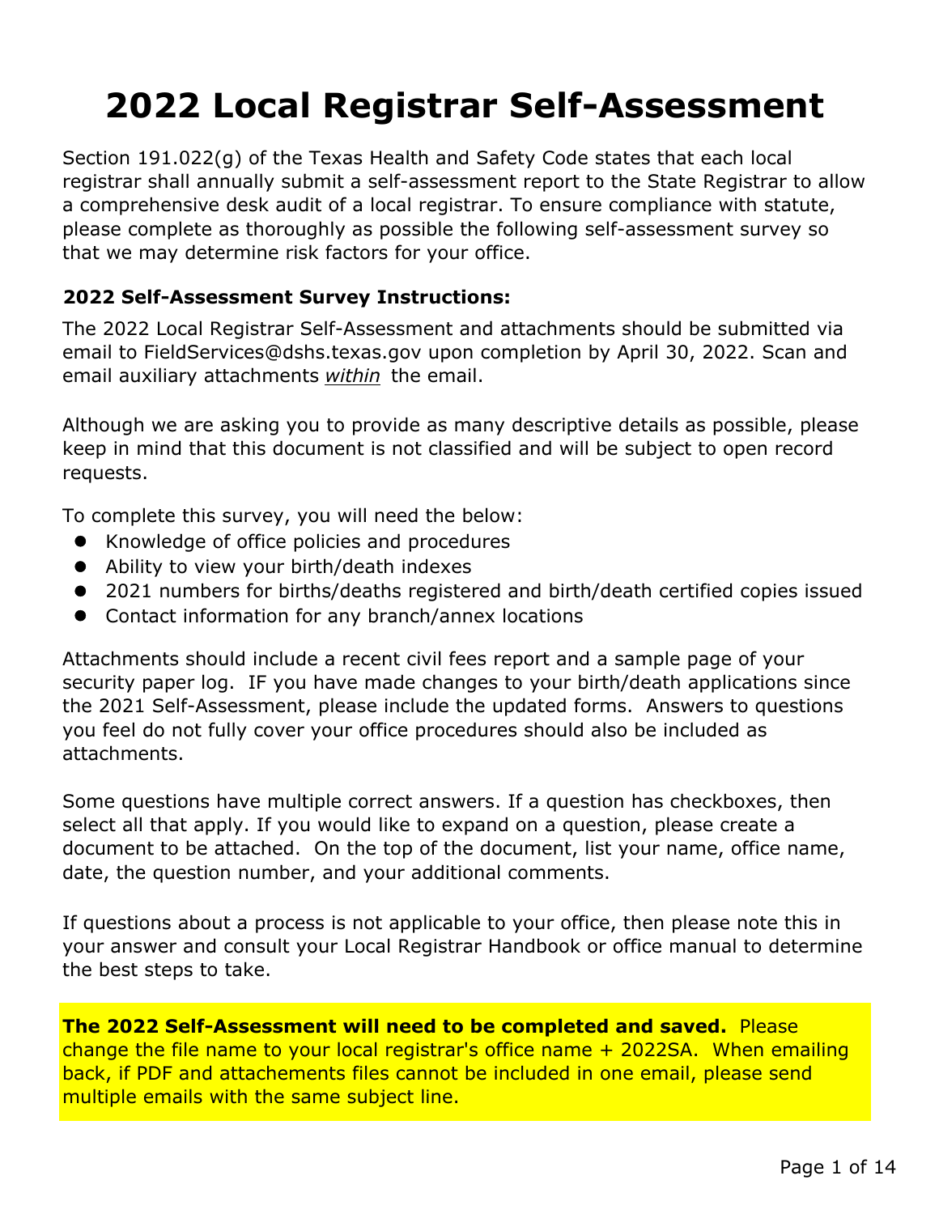# 2022 Local Registrar Self-Assessment

Section 191.022(g) of the Texas Health and Safety Code states that each local registrar shall annually submit a self-assessment report to the State Registrar to allow a comprehensive desk audit of a local registrar. To ensure compliance with statute, please complete as thoroughly as possible the following self-assessment survey so that we may determine risk factors for your office.

### 2022 Self-Assessment Survey Instructions:

The 2022 Local Registrar Self-Assessment and attachments should be submitted via email to FieldServices@dshs.texas.gov upon completion by April 30, 2022. Scan and email auxiliary attachments *within* the email.

Although we are asking you to provide as many descriptive details as possible, please keep in mind that this document is not classified and will be subject to open record requests.

To complete this survey, you will need the below:

- Knowledge of office policies and procedures
- Ability to view your birth/death indexes
- 2021 numbers for births/deaths registered and birth/death certified copies issued
- Contact information for any branch/annex locations

Attachments should include a recent civil fees report and a sample page of your security paper log. IF you have made changes to your birth/death applications since the 2021 Self-Assessment, please include the updated forms. Answers to questions you feel do not fully cover your office procedures should also be included as attachments.

Some questions have multiple correct answers. If a question has checkboxes, then select all that apply. If you would like to expand on a question, please create a document to be attached. On the top of the document, list your name, office name, date, the question number, and your additional comments.

If questions about a process is not applicable to your office, then please note this in your answer and consult your Local Registrar Handbook or office manual to determine the best steps to take.

**The 2022 Self-Assessment will need to be completed and saved.** Please change the file name to your local registrar's office name + 2022SA. When emailing back, if PDF and attachements files cannot be included in one email, please send multiple emails with the same subject line.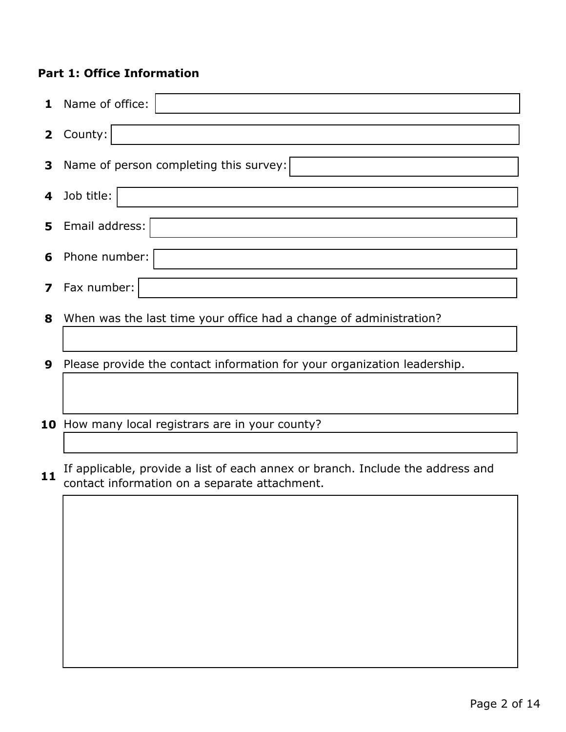**Part 1: Office Information**

1. Name of office:
2. County:
3. Name of person completing this survey:
4. Job title:
5. Email address:
6. Phone number:
7. Fax number:
8. When was the last time your office had a change of administration?
9. Please provide the contact information for your organization leadership.
10. How many local registrars are in your county?
11. If applicable, provide a list of each annex or branch. Include the address and contact information on a separate attachment.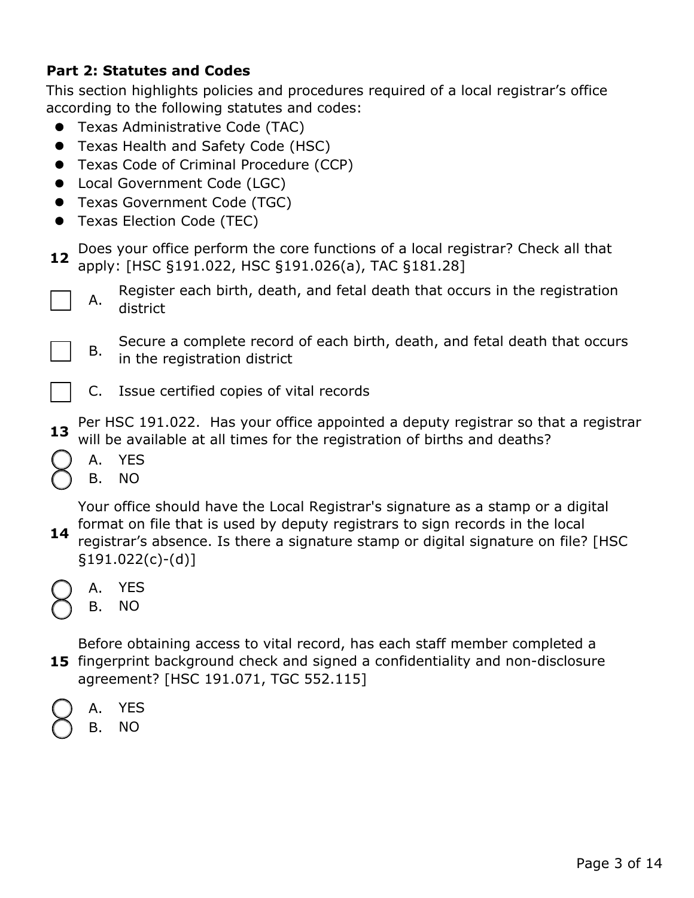**Part 2: Statutes and Codes**

This section highlights policies and procedures required of a local registrar's office according to the following statutes and codes:

- Texas Administrative Code (TAC)
- Texas Health and Safety Code (HSC)
- Texas Code of Criminal Procedure (CCP)
- Local Government Code (LGC)
- Texas Government Code (TGC)
- Texas Election Code (TEC)

**12** Does your office perform the core functions of a local registrar? Check all that apply: [HSC §191.022, HSC §191.026(a), TAC §181.28]

- [ ] A. Register each birth, death, and fetal death that occurs in the registration district
- [ ] B. Secure a complete record of each birth, death, and fetal death that occurs in the registration district
- [ ] C. Issue certified copies of vital records

**13** Per HSC 191.022. Has your office appointed a deputy registrar so that a registrar will be available at all times for the registration of births and deaths?

- ○ A. YES
- ○ B. NO

**14** Your office should have the Local Registrar's signature as a stamp or a digital format on file that is used by deputy registrars to sign records in the local registrar's absence. Is there a signature stamp or digital signature on file? [HSC §191.022(c)-(d)]

- ○ A. YES
- ○ B. NO

**15** Before obtaining access to vital record, has each staff member completed a fingerprint background check and signed a confidentiality and non-disclosure agreement? [HSC 191.071, TGC 552.115]

- ○ A. YES
- ○ B. NO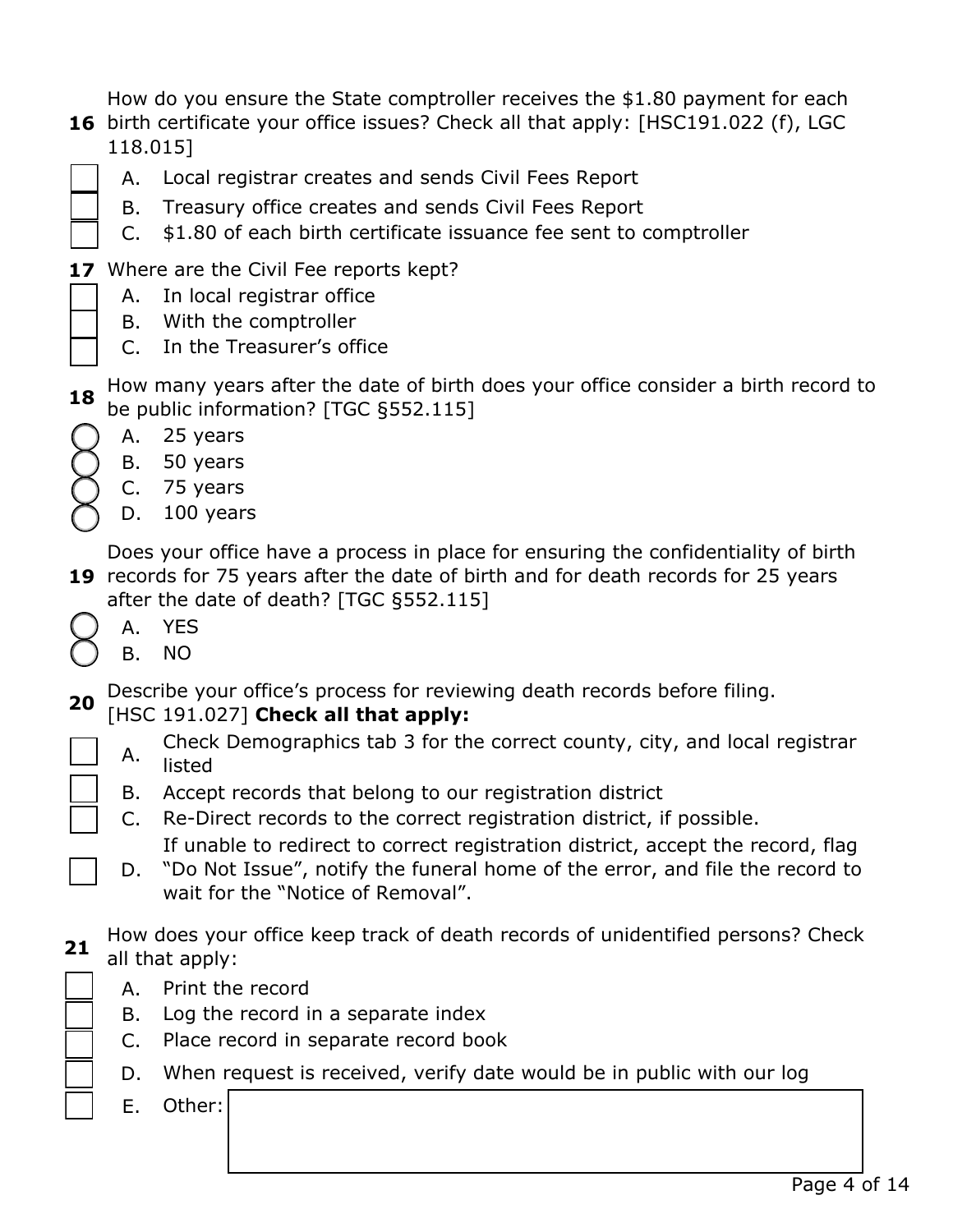**16** How do you ensure the State comptroller receives the $1.80 payment for each birth certificate your office issues? Check all that apply: [HSC191.022 (f), LGC 118.015]

- ☐ A. Local registrar creates and sends Civil Fees Report
- ☐ B. Treasury office creates and sends Civil Fees Report
- ☐ C. $1.80 of each birth certificate issuance fee sent to comptroller

**17** Where are the Civil Fee reports kept?

- ☐ A. In local registrar office
- ☐ B. With the comptroller
- ☐ C. In the Treasurer's office

**18** How many years after the date of birth does your office consider a birth record to be public information? [TGC §552.115]

- ○ A. 25 years
- ○ B. 50 years
- ○ C. 75 years
- ○ D. 100 years

**19** Does your office have a process in place for ensuring the confidentiality of birth records for 75 years after the date of birth and for death records for 25 years after the date of death? [TGC §552.115]

- ○ A. YES
- ○ B. NO

**20** Describe your office's process for reviewing death records before filing. [HSC 191.027] **Check all that apply:**

- ☐ A. Check Demographics tab 3 for the correct county, city, and local registrar listed
- ☐ B. Accept records that belong to our registration district
- ☐ C. Re-Direct records to the correct registration district, if possible.
- ☐ D. If unable to redirect to correct registration district, accept the record, flag "Do Not Issue", notify the funeral home of the error, and file the record to wait for the "Notice of Removal".

**21** How does your office keep track of death records of unidentified persons? Check all that apply:

- ☐ A. Print the record
- ☐ B. Log the record in a separate index
- ☐ C. Place record in separate record book
- ☐ D. When request is received, verify date would be in public with our log
- ☐ E. Other: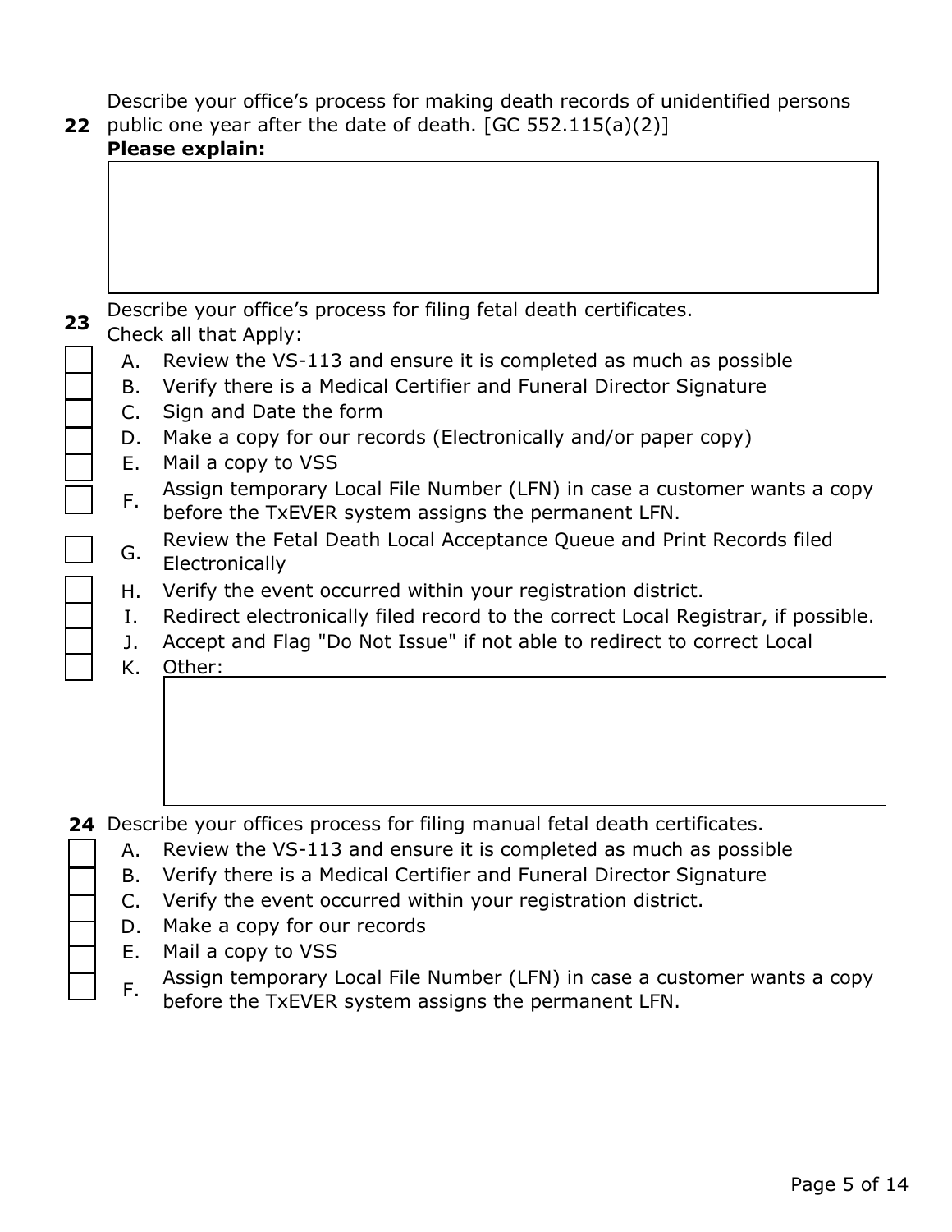**22** Describe your office's process for making death records of unidentified persons public one year after the date of death. [GC 552.115(a)(2)]

**Please explain:**

| |
|---|
| |

**23** Describe your office's process for filing fetal death certificates.
Check all that Apply:

- [ ] A. Review the VS-113 and ensure it is completed as much as possible
- [ ] B. Verify there is a Medical Certifier and Funeral Director Signature
- [ ] C. Sign and Date the form
- [ ] D. Make a copy for our records (Electronically and/or paper copy)
- [ ] E. Mail a copy to VSS
- [ ] F. Assign temporary Local File Number (LFN) in case a customer wants a copy before the TxEVER system assigns the permanent LFN.
- [ ] G. Review the Fetal Death Local Acceptance Queue and Print Records filed Electronically
- [ ] H. Verify the event occurred within your registration district.
- [ ] I. Redirect electronically filed record to the correct Local Registrar, if possible.
- [ ] J. Accept and Flag "Do Not Issue" if not able to redirect to correct Local
- [ ] K. Other:

| |
|---|
| |

**24** Describe your offices process for filing manual fetal death certificates.

- [ ] A. Review the VS-113 and ensure it is completed as much as possible
- [ ] B. Verify there is a Medical Certifier and Funeral Director Signature
- [ ] C. Verify the event occurred within your registration district.
- [ ] D. Make a copy for our records
- [ ] E. Mail a copy to VSS
- [ ] F. Assign temporary Local File Number (LFN) in case a customer wants a copy before the TxEVER system assigns the permanent LFN.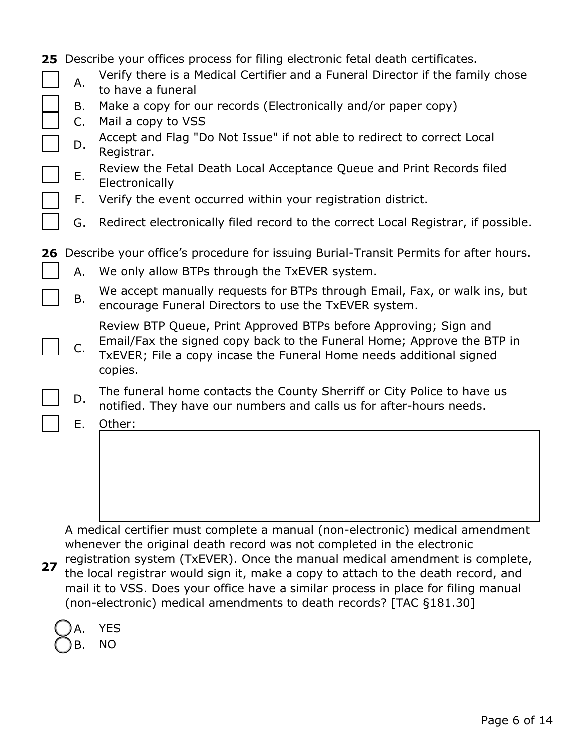**25** Describe your offices process for filing electronic fetal death certificates.

- [ ] A. Verify there is a Medical Certifier and a Funeral Director if the family chose to have a funeral
- [ ] B. Make a copy for our records (Electronically and/or paper copy)
- [ ] C. Mail a copy to VSS
- [ ] D. Accept and Flag "Do Not Issue" if not able to redirect to correct Local Registrar.
- [ ] E. Review the Fetal Death Local Acceptance Queue and Print Records filed Electronically
- [ ] F. Verify the event occurred within your registration district.
- [ ] G. Redirect electronically filed record to the correct Local Registrar, if possible.

**26** Describe your office's procedure for issuing Burial-Transit Permits for after hours.

- [ ] A. We only allow BTPs through the TxEVER system.
- [ ] B. We accept manually requests for BTPs through Email, Fax, or walk ins, but encourage Funeral Directors to use the TxEVER system.
- [ ] C. Review BTP Queue, Print Approved BTPs before Approving; Sign and Email/Fax the signed copy back to the Funeral Home; Approve the BTP in TxEVER; File a copy incase the Funeral Home needs additional signed copies.
- [ ] D. The funeral home contacts the County Sherriff or City Police to have us notified. They have our numbers and calls us for after-hours needs.
- [ ] E. Other:

**27** A medical certifier must complete a manual (non-electronic) medical amendment whenever the original death record was not completed in the electronic registration system (TxEVER). Once the manual medical amendment is complete, the local registrar would sign it, make a copy to attach to the death record, and mail it to VSS. Does your office have a similar process in place for filing manual (non-electronic) medical amendments to death records? [TAC §181.30]

- ( ) A. YES
- ( ) B. NO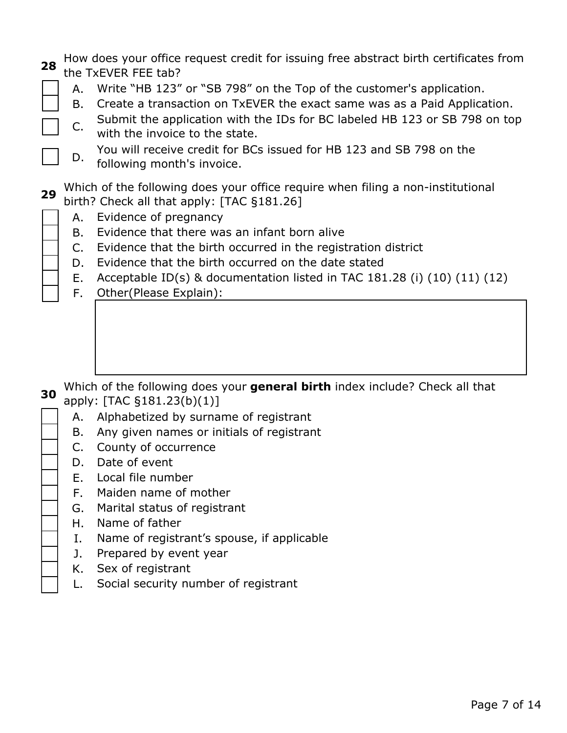**28** How does your office request credit for issuing free abstract birth certificates from the TxEVER FEE tab?

- [ ] A. Write "HB 123" or "SB 798" on the Top of the customer's application.
- [ ] B. Create a transaction on TxEVER the exact same was as a Paid Application.
- [ ] C. Submit the application with the IDs for BC labeled HB 123 or SB 798 on top with the invoice to the state.
- [ ] D. You will receive credit for BCs issued for HB 123 and SB 798 on the following month's invoice.

**29** Which of the following does your office require when filing a non-institutional birth? Check all that apply: [TAC §181.26]

- [ ] A. Evidence of pregnancy
- [ ] B. Evidence that there was an infant born alive
- [ ] C. Evidence that the birth occurred in the registration district
- [ ] D. Evidence that the birth occurred on the date stated
- [ ] E. Acceptable ID(s) & documentation listed in TAC 181.28 (i) (10) (11) (12)
- [ ] F. Other(Please Explain):

**30** Which of the following does your **general birth** index include? Check all that apply: [TAC §181.23(b)(1)]

- [ ] A. Alphabetized by surname of registrant
- [ ] B. Any given names or initials of registrant
- [ ] C. County of occurrence
- [ ] D. Date of event
- [ ] E. Local file number
- [ ] F. Maiden name of mother
- [ ] G. Marital status of registrant
- [ ] H. Name of father
- [ ] I. Name of registrant's spouse, if applicable
- [ ] J. Prepared by event year
- [ ] K. Sex of registrant
- [ ] L. Social security number of registrant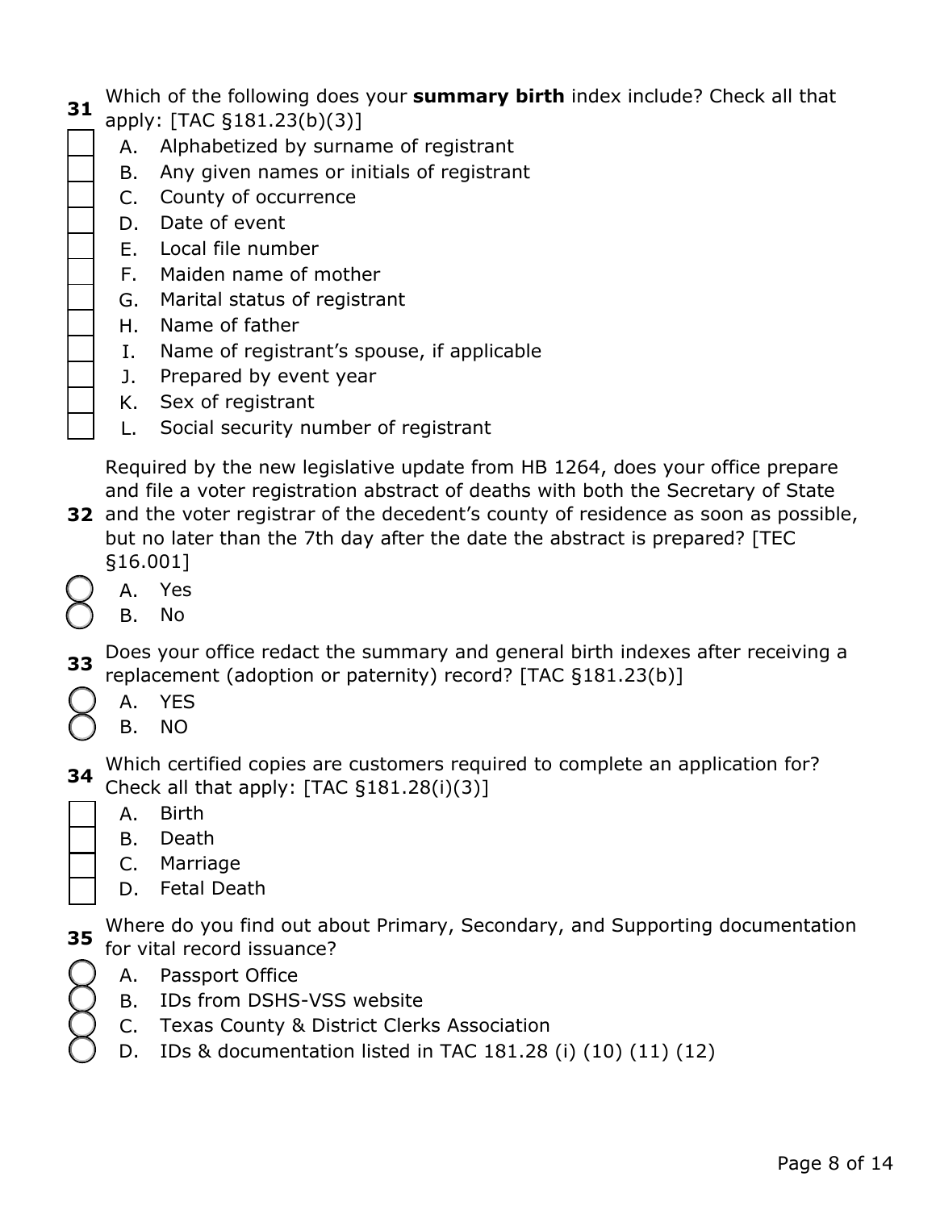**31** Which of the following does your **summary birth** index include? Check all that apply: [TAC §181.23(b)(3)]

- ☐ A. Alphabetized by surname of registrant
- ☐ B. Any given names or initials of registrant
- ☐ C. County of occurrence
- ☐ D. Date of event
- ☐ E. Local file number
- ☐ F. Maiden name of mother
- ☐ G. Marital status of registrant
- ☐ H. Name of father
- ☐ I. Name of registrant's spouse, if applicable
- ☐ J. Prepared by event year
- ☐ K. Sex of registrant
- ☐ L. Social security number of registrant

**32** Required by the new legislative update from HB 1264, does your office prepare and file a voter registration abstract of deaths with both the Secretary of State and the voter registrar of the decedent's county of residence as soon as possible, but no later than the 7th day after the date the abstract is prepared? [TEC §16.001]

- ○ A. Yes
- ○ B. No

**33** Does your office redact the summary and general birth indexes after receiving a replacement (adoption or paternity) record? [TAC §181.23(b)]

- ○ A. YES
- ○ B. NO

**34** Which certified copies are customers required to complete an application for? Check all that apply: [TAC §181.28(i)(3)]

- ☐ A. Birth
- ☐ B. Death
- ☐ C. Marriage
- ☐ D. Fetal Death

**35** Where do you find out about Primary, Secondary, and Supporting documentation for vital record issuance?

- ○ A. Passport Office
- ○ B. IDs from DSHS-VSS website
- ○ C. Texas County & District Clerks Association
- ○ D. IDs & documentation listed in TAC 181.28 (i) (10) (11) (12)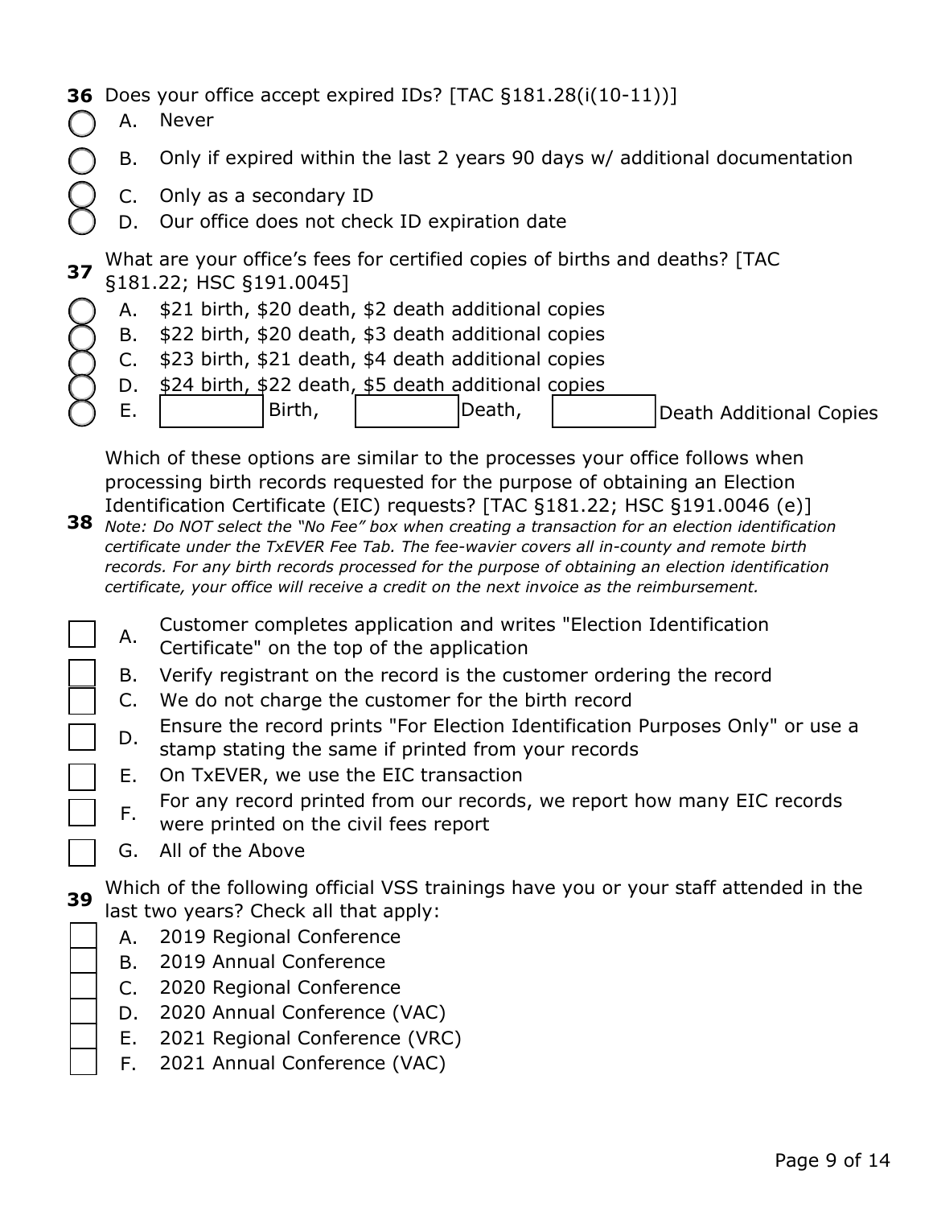**36** Does your office accept expired IDs? [TAC §181.28(i(10-11))]

- ◯ A. Never
- ◯ B. Only if expired within the last 2 years 90 days w/ additional documentation
- ◯ C. Only as a secondary ID
- ◯ D. Our office does not check ID expiration date

**37** What are your office's fees for certified copies of births and deaths? [TAC §181.22; HSC §191.0045]

- ◯ A. $21 birth, $20 death, $2 death additional copies
- ◯ B. $22 birth, $20 death, $3 death additional copies
- ◯ C. $23 birth, $21 death, $4 death additional copies
- ◯ D. $24 birth, $22 death, $5 death additional copies
- ◯ E. ________ Birth, ________ Death, ________ Death Additional Copies

**38** Which of these options are similar to the processes your office follows when processing birth records requested for the purpose of obtaining an Election Identification Certificate (EIC) requests? [TAC §181.22; HSC §191.0046 (e)]

*Note: Do NOT select the "No Fee" box when creating a transaction for an election identification certificate under the TxEVER Fee Tab. The fee-wavier covers all in-county and remote birth records. For any birth records processed for the purpose of obtaining an election identification certificate, your office will receive a credit on the next invoice as the reimbursement.*

- ☐ A. Customer completes application and writes "Election Identification Certificate" on the top of the application
- ☐ B. Verify registrant on the record is the customer ordering the record
- ☐ C. We do not charge the customer for the birth record
- ☐ D. Ensure the record prints "For Election Identification Purposes Only" or use a stamp stating the same if printed from your records
- ☐ E. On TxEVER, we use the EIC transaction
- ☐ F. For any record printed from our records, we report how many EIC records were printed on the civil fees report
- ☐ G. All of the Above

**39** Which of the following official VSS trainings have you or your staff attended in the last two years? Check all that apply:

- ☐ A. 2019 Regional Conference
- ☐ B. 2019 Annual Conference
- ☐ C. 2020 Regional Conference
- ☐ D. 2020 Annual Conference (VAC)
- ☐ E. 2021 Regional Conference (VRC)
- ☐ F. 2021 Annual Conference (VAC)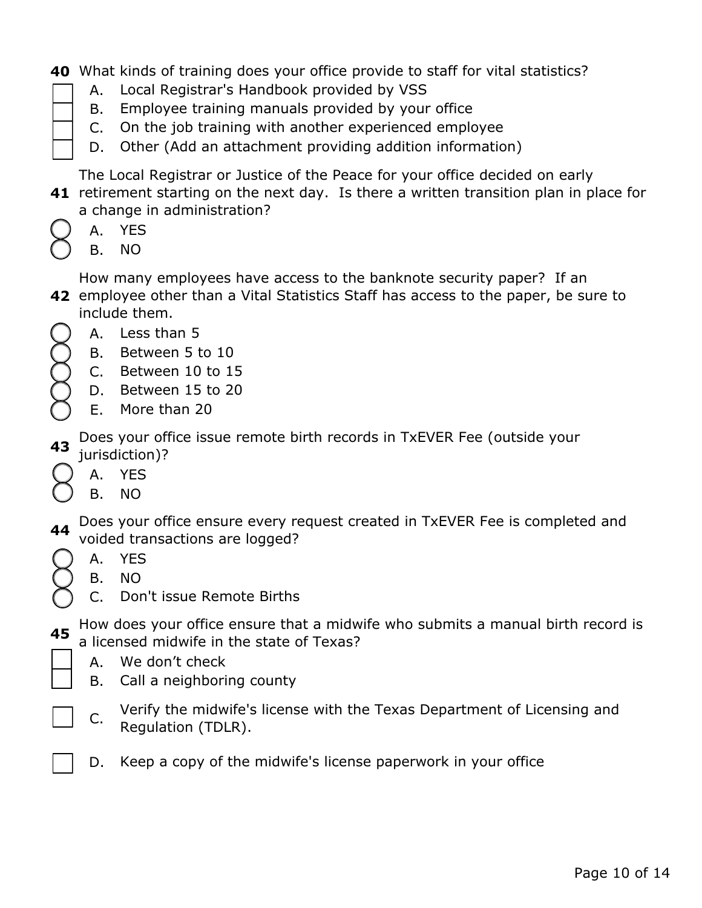**40** What kinds of training does your office provide to staff for vital statistics?

- ☐ A. Local Registrar's Handbook provided by VSS
- ☐ B. Employee training manuals provided by your office
- ☐ C. On the job training with another experienced employee
- ☐ D. Other (Add an attachment providing addition information)

**41** The Local Registrar or Justice of the Peace for your office decided on early retirement starting on the next day. Is there a written transition plan in place for a change in administration?

- ◯ A. YES
- ◯ B. NO

**42** How many employees have access to the banknote security paper? If an employee other than a Vital Statistics Staff has access to the paper, be sure to include them.

- ◯ A. Less than 5
- ◯ B. Between 5 to 10
- ◯ C. Between 10 to 15
- ◯ D. Between 15 to 20
- ◯ E. More than 20

**43** Does your office issue remote birth records in TxEVER Fee (outside your jurisdiction)?

- ◯ A. YES
- ◯ B. NO

**44** Does your office ensure every request created in TxEVER Fee is completed and voided transactions are logged?

- ◯ A. YES
- ◯ B. NO
- ◯ C. Don't issue Remote Births

**45** How does your office ensure that a midwife who submits a manual birth record is a licensed midwife in the state of Texas?

- ☐ A. We don’t check
- ☐ B. Call a neighboring county
- ☐ C. Verify the midwife's license with the Texas Department of Licensing and Regulation (TDLR).
- ☐ D. Keep a copy of the midwife's license paperwork in your office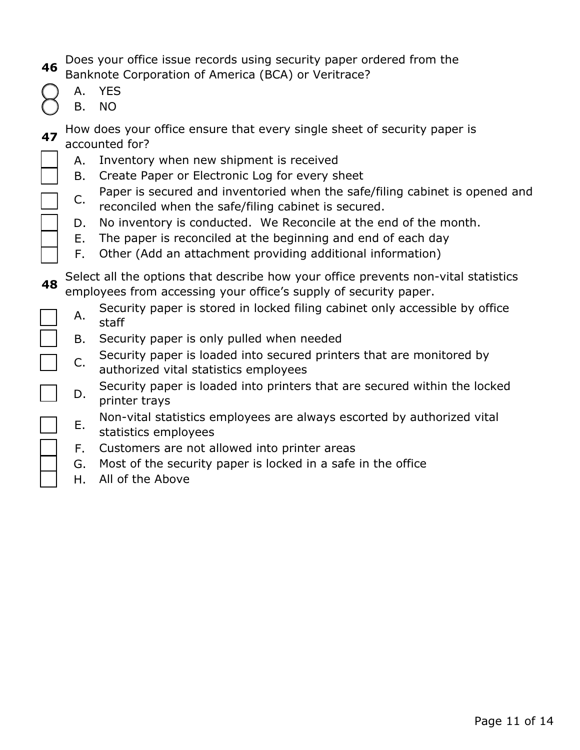**46** Does your office issue records using security paper ordered from the Banknote Corporation of America (BCA) or Veritrace?

- ○ A. YES
- ○ B. NO

**47** How does your office ensure that every single sheet of security paper is accounted for?

- ☐ A. Inventory when new shipment is received
- ☐ B. Create Paper or Electronic Log for every sheet
- ☐ C. Paper is secured and inventoried when the safe/filing cabinet is opened and reconciled when the safe/filing cabinet is secured.
- ☐ D. No inventory is conducted. We Reconcile at the end of the month.
- ☐ E. The paper is reconciled at the beginning and end of each day
- ☐ F. Other (Add an attachment providing additional information)

**48** Select all the options that describe how your office prevents non-vital statistics employees from accessing your office's supply of security paper.

- ☐ A. Security paper is stored in locked filing cabinet only accessible by office staff
- ☐ B. Security paper is only pulled when needed
- ☐ C. Security paper is loaded into secured printers that are monitored by authorized vital statistics employees
- ☐ D. Security paper is loaded into printers that are secured within the locked printer trays
- ☐ E. Non-vital statistics employees are always escorted by authorized vital statistics employees
- ☐ F. Customers are not allowed into printer areas
- ☐ G. Most of the security paper is locked in a safe in the office
- ☐ H. All of the Above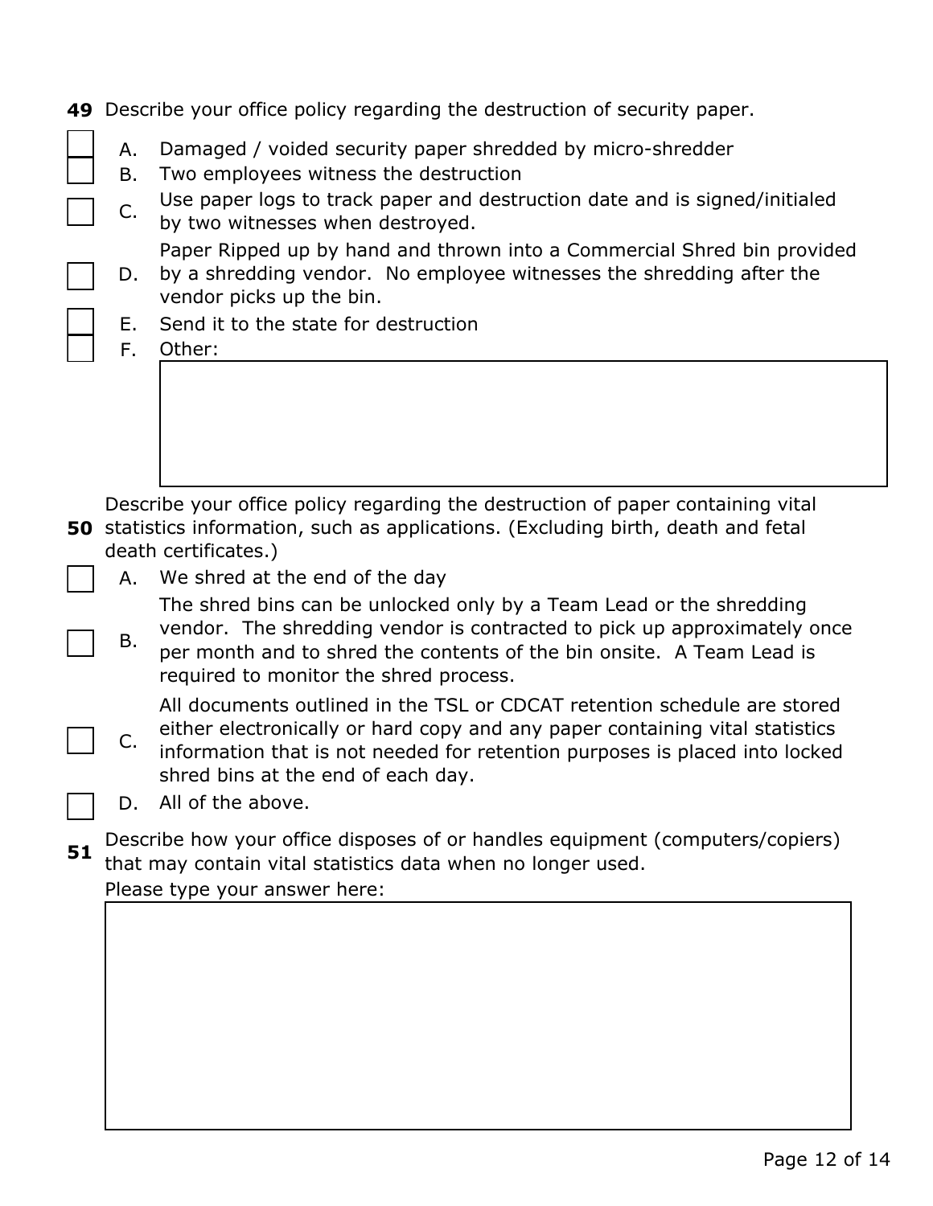**49** Describe your office policy regarding the destruction of security paper.

- ☐ A. Damaged / voided security paper shredded by micro-shredder
- ☐ B. Two employees witness the destruction
- ☐ C. Use paper logs to track paper and destruction date and is signed/initialed by two witnesses when destroyed.
- ☐ D. Paper Ripped up by hand and thrown into a Commercial Shred bin provided by a shredding vendor. No employee witnesses the shredding after the vendor picks up the bin.
- ☐ E. Send it to the state for destruction
- ☐ F. Other:

**50** Describe your office policy regarding the destruction of paper containing vital statistics information, such as applications. (Excluding birth, death and fetal death certificates.)

- ☐ A. We shred at the end of the day
- ☐ B. The shred bins can be unlocked only by a Team Lead or the shredding vendor. The shredding vendor is contracted to pick up approximately once per month and to shred the contents of the bin onsite. A Team Lead is required to monitor the shred process.
- ☐ C. All documents outlined in the TSL or CDCAT retention schedule are stored either electronically or hard copy and any paper containing vital statistics information that is not needed for retention purposes is placed into locked shred bins at the end of each day.
- ☐ D. All of the above.

**51** Describe how your office disposes of or handles equipment (computers/copiers) that may contain vital statistics data when no longer used.
Please type your answer here: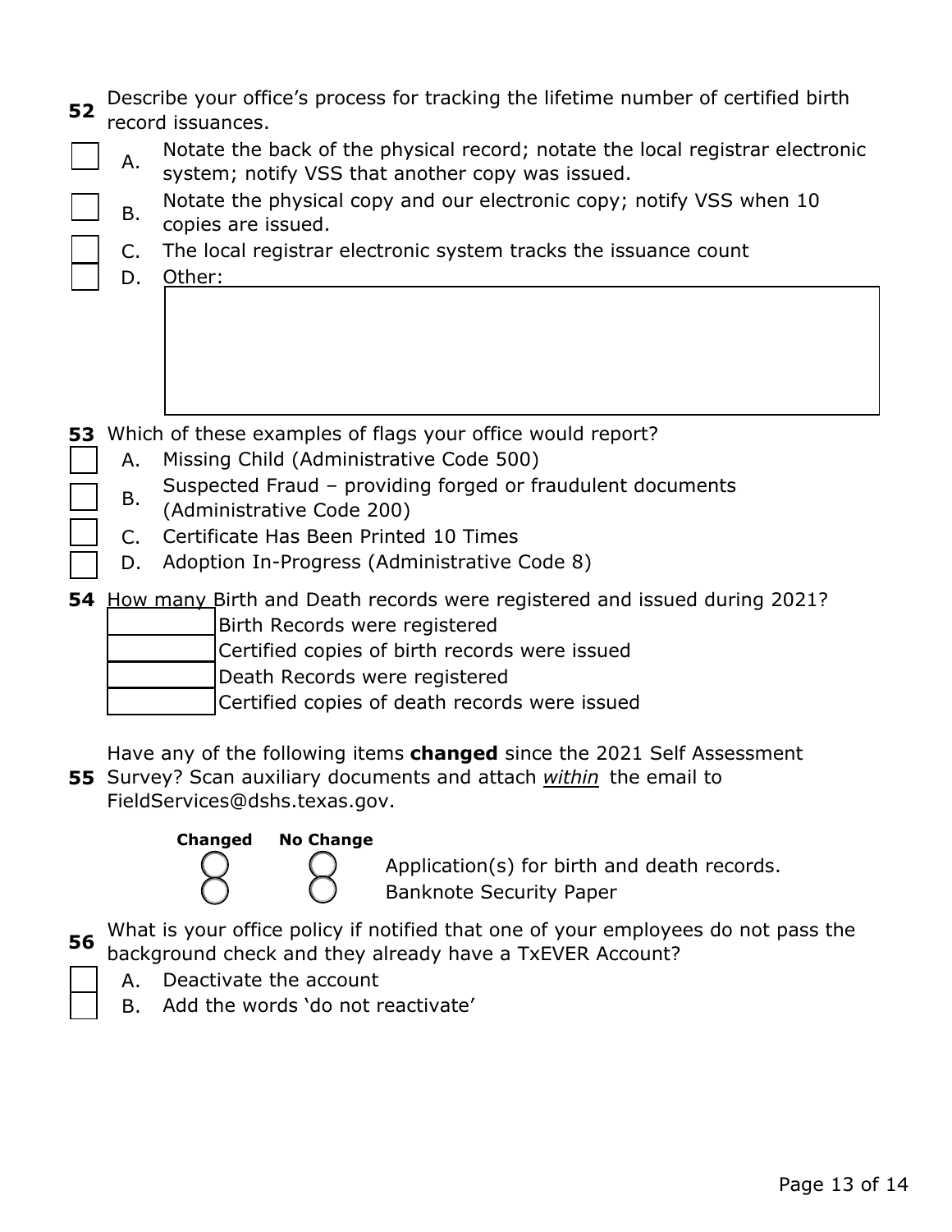**52** Describe your office's process for tracking the lifetime number of certified birth record issuances.

- ☐ A. Notate the back of the physical record; notate the local registrar electronic system; notify VSS that another copy was issued.
- ☐ B. Notate the physical copy and our electronic copy; notify VSS when 10 copies are issued.
- ☐ C. The local registrar electronic system tracks the issuance count
- ☐ D. Other:

**53** Which of these examples of flags your office would report?

- ☐ A. Missing Child (Administrative Code 500)
- ☐ B. Suspected Fraud – providing forged or fraudulent documents (Administrative Code 200)
- ☐ C. Certificate Has Been Printed 10 Times
- ☐ D. Adoption In-Progress (Administrative Code 8)

**54** How many Birth and Death records were registered and issued during 2021?

- ______ Birth Records were registered
- ______ Certified copies of birth records were issued
- ______ Death Records were registered
- ______ Certified copies of death records were issued

**55** Have any of the following items **changed** since the 2021 Self Assessment Survey? Scan auxiliary documents and attach *within* the email to FieldServices@dshs.texas.gov.

| Changed | No Change | |
|---|---|---|
| ○ | ○ | Application(s) for birth and death records. |
| ○ | ○ | Banknote Security Paper |

**56** What is your office policy if notified that one of your employees do not pass the background check and they already have a TxEVER Account?

- ☐ A. Deactivate the account
- ☐ B. Add the words 'do not reactivate'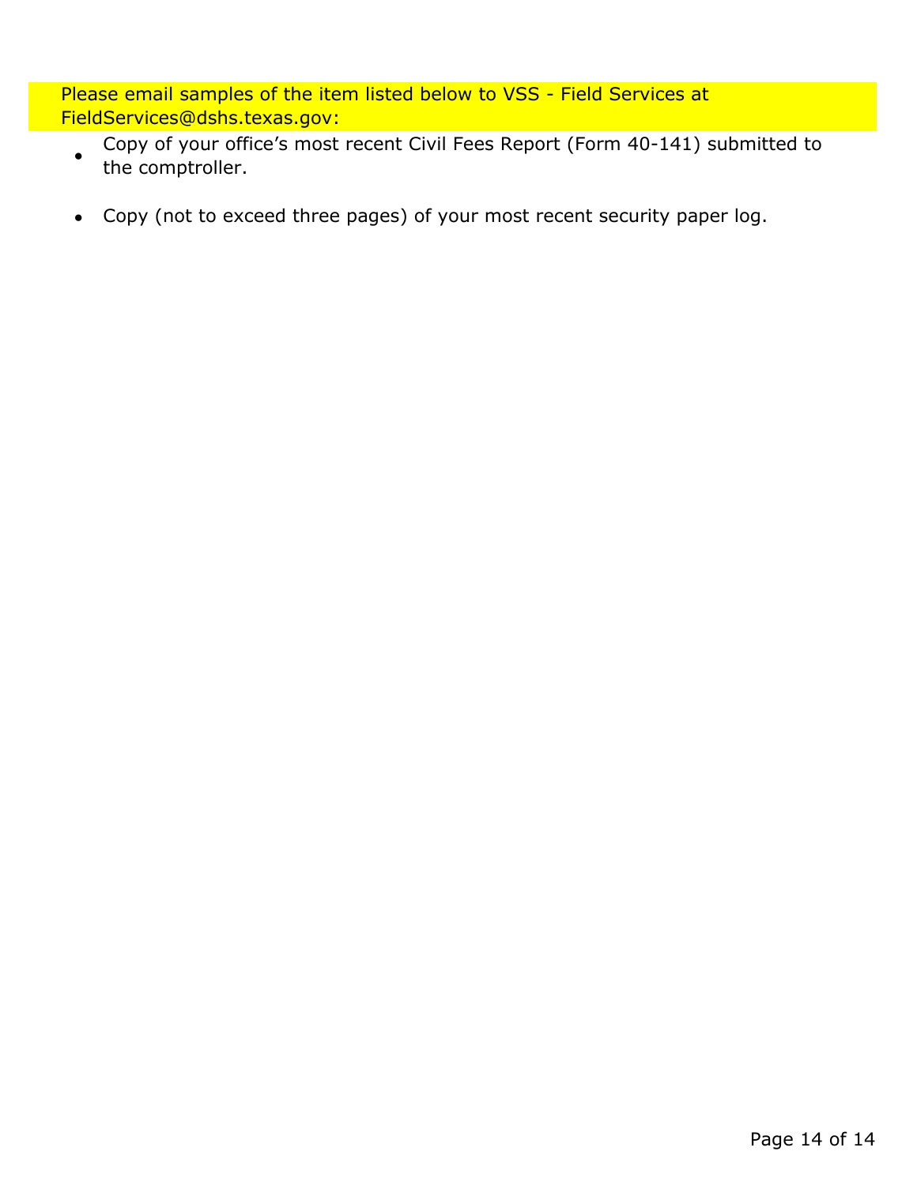Please email samples of the item listed below to VSS - Field Services at FieldServices@dshs.texas.gov:

- Copy of your office's most recent Civil Fees Report (Form 40-141) submitted to the comptroller.
- Copy (not to exceed three pages) of your most recent security paper log.